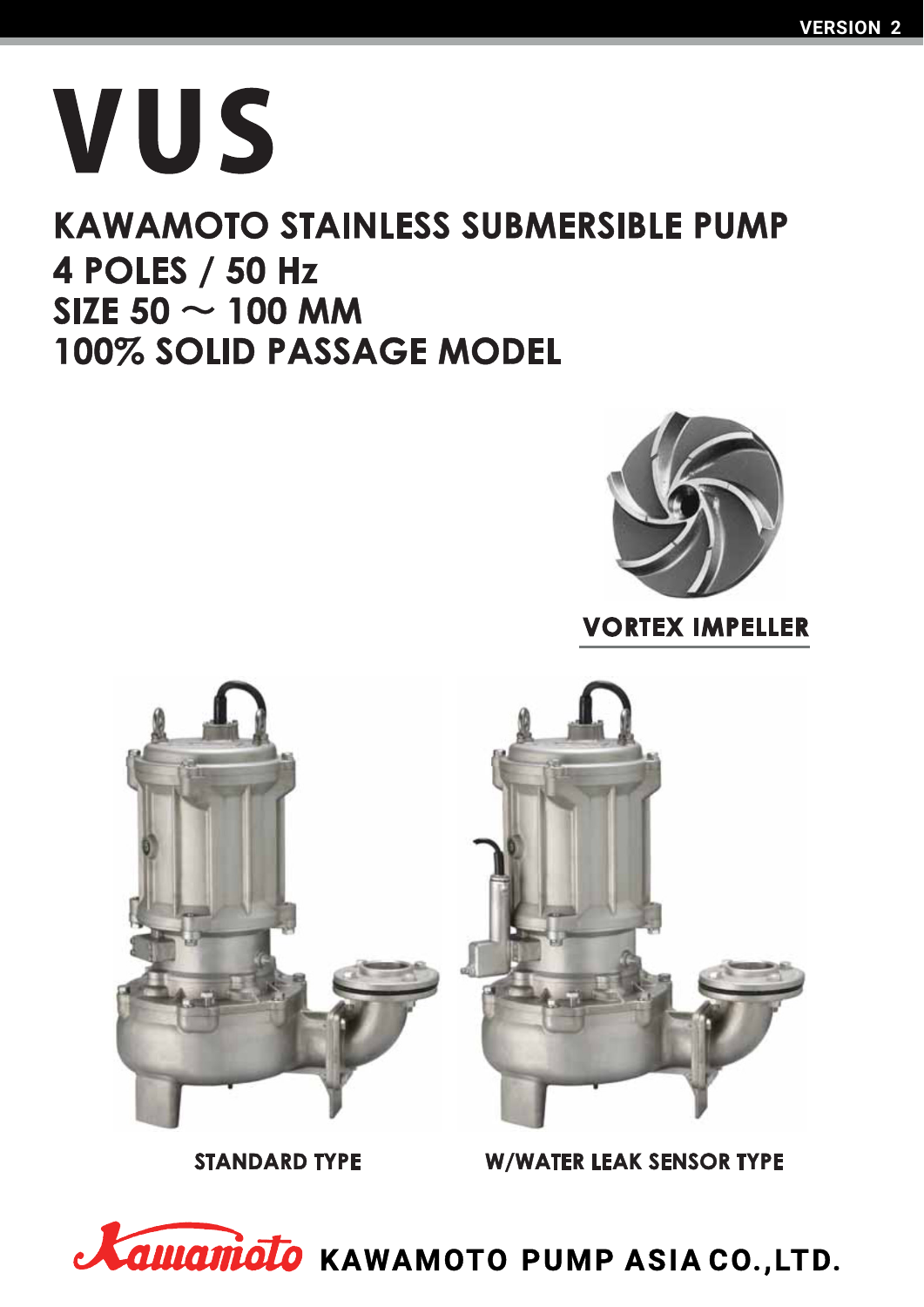VERSION 2

# VUS

## KAWAMOTO STAINLESS SUBMERSIBLE PUMP
## 4 POLES / 50 Hz
## SIZE 50 ~ 100 MM
## 100% SOLID PASSAGE MODEL

VORTEX IMPELLER

STANDARD TYPE

W/WATER LEAK SENSOR TYPE

Kawamoto KAWAMOTO PUMP ASIA CO.,LTD.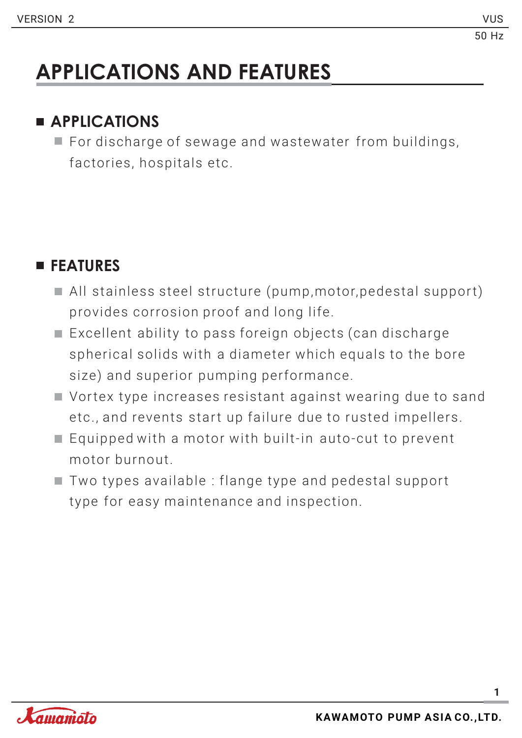# APPLICATIONS AND FEATURES

## APPLICATIONS

- For discharge of sewage and wastewater from buildings, factories, hospitals etc.

## FEATURES

- All stainless steel structure (pump,motor,pedestal support) provides corrosion proof and long life.
- Excellent ability to pass foreign objects (can discharge spherical solids with a diameter which equals to the bore size) and superior pumping performance.
- Vortex type increases resistant against wearing due to sand etc., and revents start up failure due to rusted impellers.
- Equipped with a motor with built-in auto-cut to prevent motor burnout.
- Two types available : flange type and pedestal support type for easy maintenance and inspection.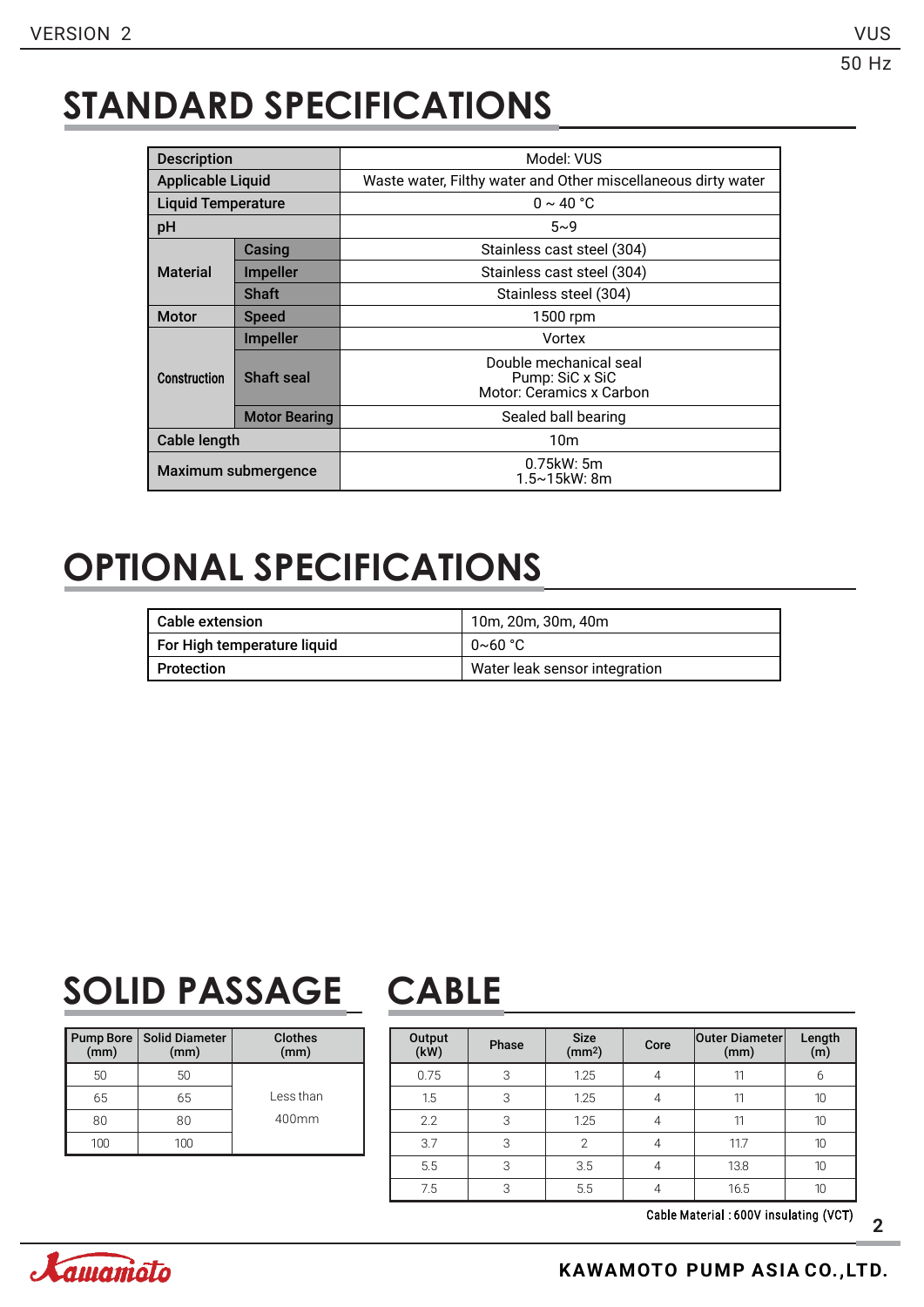# STANDARD SPECIFICATIONS

| Description | | Model: VUS |
|---|---|---|
| Applicable Liquid | | Waste water, Filthy water and Other miscellaneous dirty water |
| Liquid Temperature | | 0 ~ 40 °C |
| pH | | 5~9 |
| Material | Casing | Stainless cast steel (304) |
| | Impeller | Stainless cast steel (304) |
| | Shaft | Stainless steel (304) |
| Motor | Speed | 1500 rpm |
| Construction | Impeller | Vortex |
| | Shaft seal | Double mechanical seal<br>Pump: SiC x SiC<br>Motor: Ceramics x Carbon |
| | Motor Bearing | Sealed ball bearing |
| Cable length | | 10m |
| Maximum submergence | | 0.75kW: 5m<br>1.5~15kW: 8m |

# OPTIONAL SPECIFICATIONS

| Cable extension | 10m, 20m, 30m, 40m |
|---|---|
| For High temperature liquid | 0~60 °C |
| Protection | Water leak sensor integration |

# SOLID PASSAGE

| Pump Bore (mm) | Solid Diameter (mm) | Clothes (mm) |
|---|---|---|
| 50 | 50 | Less than 400mm |
| 65 | 65 | |
| 80 | 80 | |
| 100 | 100 | |

# CABLE

| Output (kW) | Phase | Size ($mm^2$) | Core | Outer Diameter (mm) | Length (m) |
|---|---|---|---|---|---|
| 0.75 | 3 | 1.25 | 4 | 11 | 6 |
| 1.5 | 3 | 1.25 | 4 | 11 | 10 |
| 2.2 | 3 | 1.25 | 4 | 11 | 10 |
| 3.7 | 3 | 2 | 4 | 11.7 | 10 |
| 5.5 | 3 | 3.5 | 4 | 13.8 | 10 |
| 7.5 | 3 | 5.5 | 4 | 16.5 | 10 |

Cable Material : 600V insulating (VCT)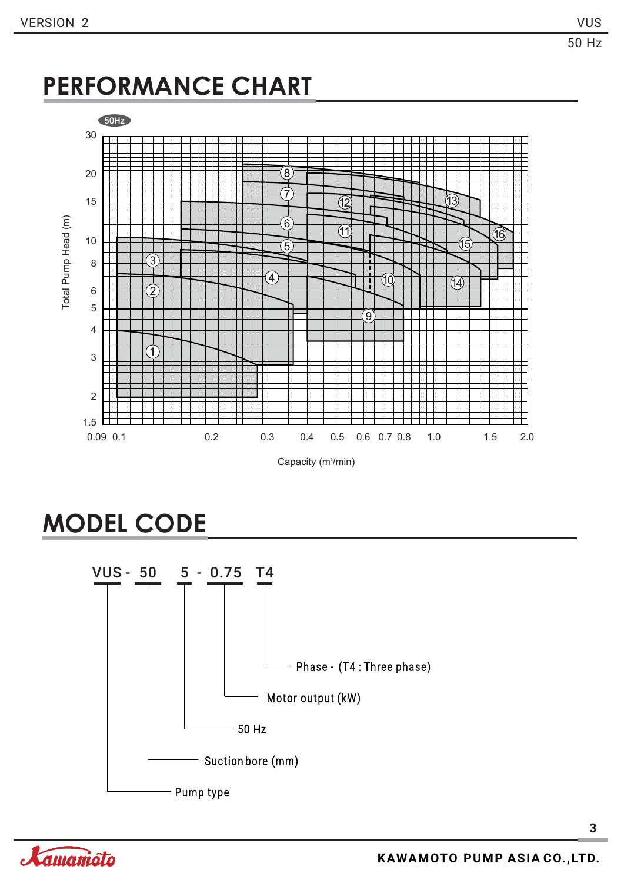# PERFORMANCE CHART

50Hz

Total Pump Head (m)

30
20
15
10
8
6
5
4
3
2
1.5

0.09 0.1 0.2 0.3 0.4 0.5 0.6 0.7 0.8 1.0 1.5 2.0

Capacity (m³/min)

# MODEL CODE

VUS - 50 5 - 0.75 T4

- Phase - (T4 : Three phase)
- Motor output (kW)
- 50 Hz
- Suction bore (mm)
- Pump type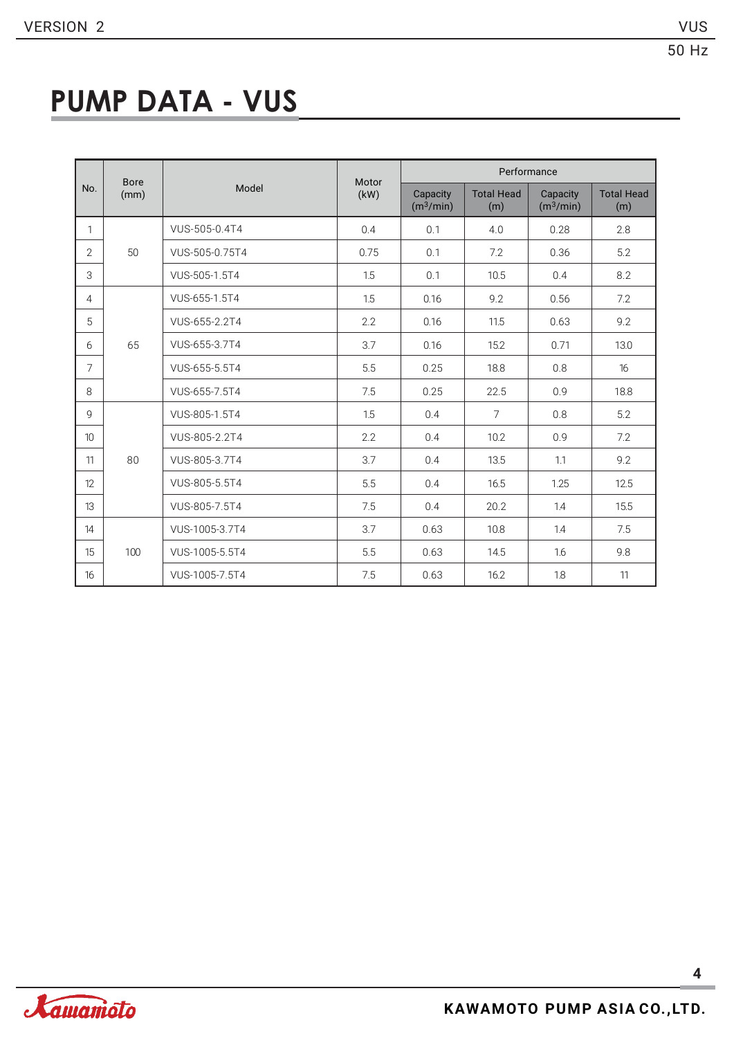# PUMP DATA - VUS

| No. | Bore (mm) | Model | Motor (kW) | Performance | | | |
|---|---|---|---|---|---|---|---|
| | | | | Capacity ($m^3$/min) | Total Head (m) | Capacity ($m^3$/min) | Total Head (m) |
| 1 | 50 | VUS-505-0.4T4 | 0.4 | 0.1 | 4.0 | 0.28 | 2.8 |
| 2 | | VUS-505-0.75T4 | 0.75 | 0.1 | 7.2 | 0.36 | 5.2 |
| 3 | | VUS-505-1.5T4 | 1.5 | 0.1 | 10.5 | 0.4 | 8.2 |
| 4 | 65 | VUS-655-1.5T4 | 1.5 | 0.16 | 9.2 | 0.56 | 7.2 |
| 5 | | VUS-655-2.2T4 | 2.2 | 0.16 | 11.5 | 0.63 | 9.2 |
| 6 | | VUS-655-3.7T4 | 3.7 | 0.16 | 15.2 | 0.71 | 13.0 |
| 7 | | VUS-655-5.5T4 | 5.5 | 0.25 | 18.8 | 0.8 | 16 |
| 8 | | VUS-655-7.5T4 | 7.5 | 0.25 | 22.5 | 0.9 | 18.8 |
| 9 | 80 | VUS-805-1.5T4 | 1.5 | 0.4 | 7 | 0.8 | 5.2 |
| 10 | | VUS-805-2.2T4 | 2.2 | 0.4 | 10.2 | 0.9 | 7.2 |
| 11 | | VUS-805-3.7T4 | 3.7 | 0.4 | 13.5 | 1.1 | 9.2 |
| 12 | | VUS-805-5.5T4 | 5.5 | 0.4 | 16.5 | 1.25 | 12.5 |
| 13 | | VUS-805-7.5T4 | 7.5 | 0.4 | 20.2 | 1.4 | 15.5 |
| 14 | 100 | VUS-1005-3.7T4 | 3.7 | 0.63 | 10.8 | 1.4 | 7.5 |
| 15 | | VUS-1005-5.5T4 | 5.5 | 0.63 | 14.5 | 1.6 | 9.8 |
| 16 | | VUS-1005-7.5T4 | 7.5 | 0.63 | 16.2 | 1.8 | 11 |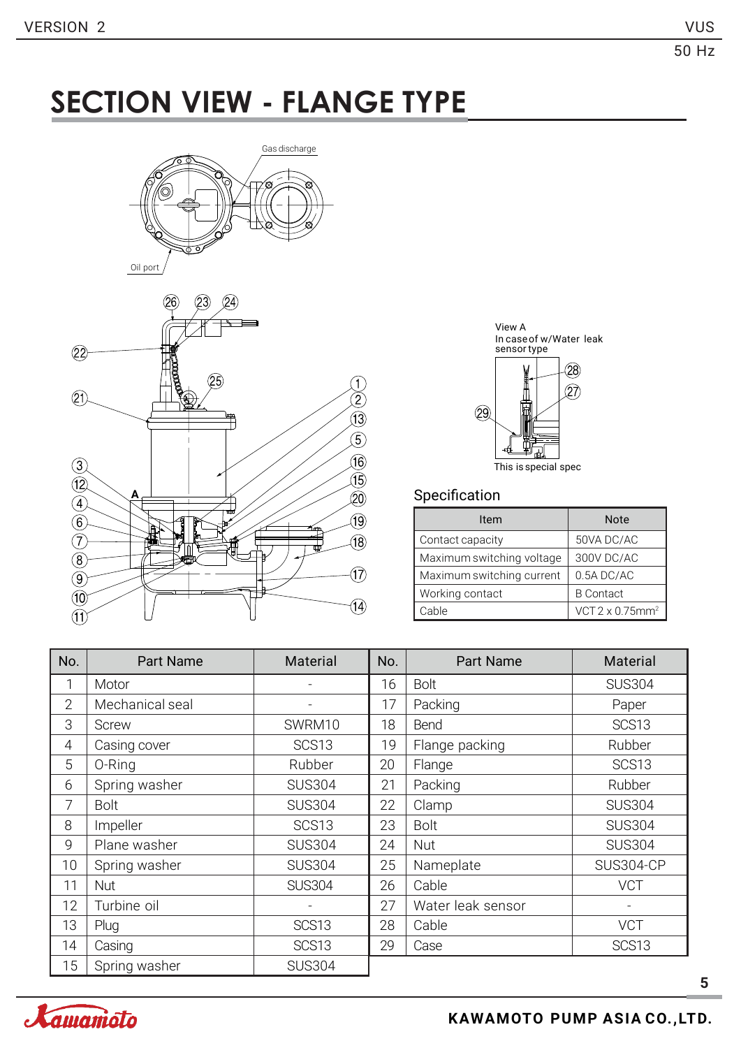# SECTION VIEW - FLANGE TYPE

Gas discharge

Oil port

A

View A
In case of w/Water leak sensor type

This is special spec

## Specification

| Item | Note |
|---|---|
| Contact capacity | 50VA DC/AC |
| Maximum switching voltage | 300V DC/AC |
| Maximum switching current | 0.5A DC/AC |
| Working contact | B Contact |
| Cable | VCT 2 x 0.75mm$^2$ |

| No. | Part Name | Material | No. | Part Name | Material |
|---|---|---|---|---|---|
| 1 | Motor | - | 16 | Bolt | SUS304 |
| 2 | Mechanical seal | - | 17 | Packing | Paper |
| 3 | Screw | SWRM10 | 18 | Bend | SCS13 |
| 4 | Casing cover | SCS13 | 19 | Flange packing | Rubber |
| 5 | O-Ring | Rubber | 20 | Flange | SCS13 |
| 6 | Spring washer | SUS304 | 21 | Packing | Rubber |
| 7 | Bolt | SUS304 | 22 | Clamp | SUS304 |
| 8 | Impeller | SCS13 | 23 | Bolt | SUS304 |
| 9 | Plane washer | SUS304 | 24 | Nut | SUS304 |
| 10 | Spring washer | SUS304 | 25 | Nameplate | SUS304-CP |
| 11 | Nut | SUS304 | 26 | Cable | VCT |
| 12 | Turbine oil | - | 27 | Water leak sensor | - |
| 13 | Plug | SCS13 | 28 | Cable | VCT |
| 14 | Casing | SCS13 | 29 | Case | SCS13 |
| 15 | Spring washer | SUS304 | | | |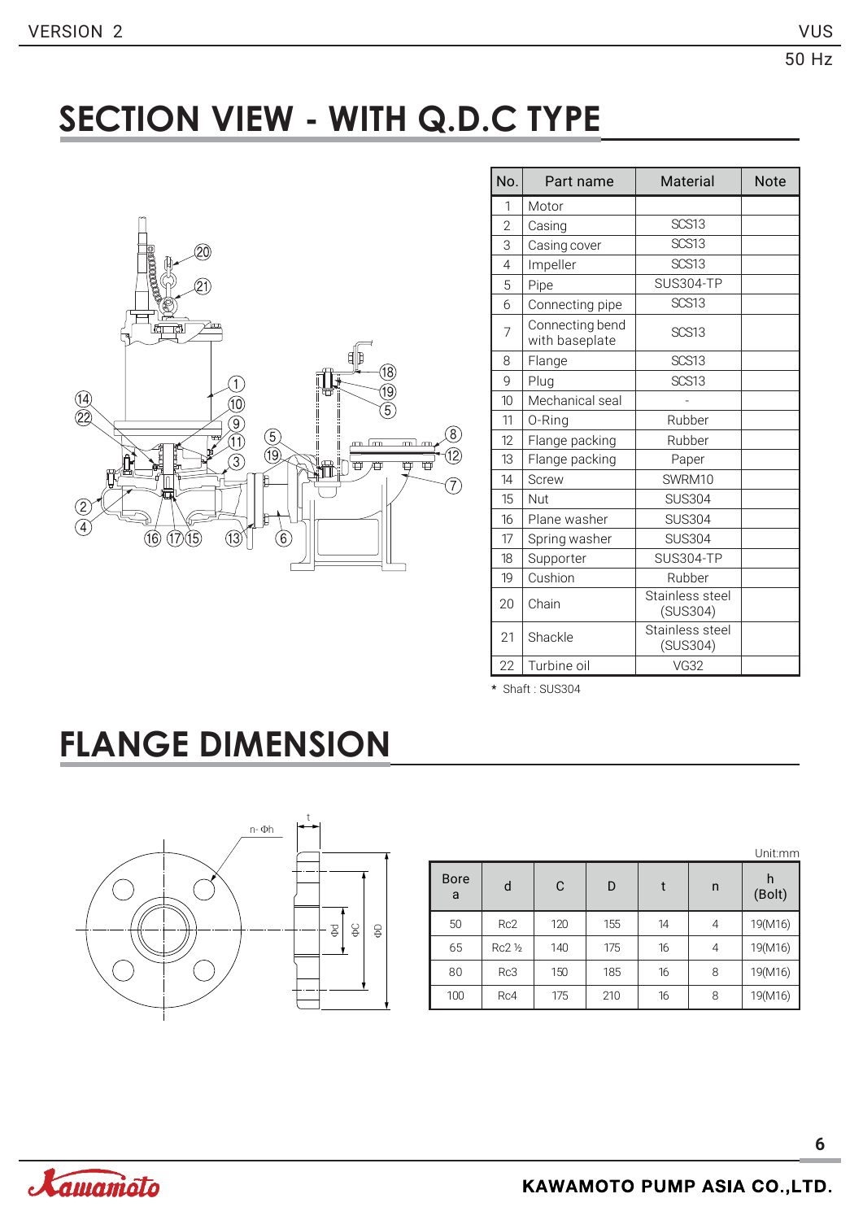# SECTION VIEW - WITH Q.D.C TYPE

| No. | Part name | Material | Note |
|---|---|---|---|
| 1 | Motor | | |
| 2 | Casing | SCS13 | |
| 3 | Casing cover | SCS13 | |
| 4 | Impeller | SCS13 | |
| 5 | Pipe | SUS304-TP | |
| 6 | Connecting pipe | SCS13 | |
| 7 | Connecting bend with baseplate | SCS13 | |
| 8 | Flange | SCS13 | |
| 9 | Plug | SCS13 | |
| 10 | Mechanical seal | - | |
| 11 | O-Ring | Rubber | |
| 12 | Flange packing | Rubber | |
| 13 | Flange packing | Paper | |
| 14 | Screw | SWRM10 | |
| 15 | Nut | SUS304 | |
| 16 | Plane washer | SUS304 | |
| 17 | Spring washer | SUS304 | |
| 18 | Supporter | SUS304-TP | |
| 19 | Cushion | Rubber | |
| 20 | Chain | Stainless steel (SUS304) | |
| 21 | Shackle | Stainless steel (SUS304) | |
| 22 | Turbine oil | VG32 | |

* Shaft : SUS304

# FLANGE DIMENSION

Unit:mm

| Bore a | d | C | D | t | n | h (Bolt) |
|---|---|---|---|---|---|---|
| 50 | Rc2 | 120 | 155 | 14 | 4 | 19(M16) |
| 65 | Rc2 ½ | 140 | 175 | 16 | 4 | 19(M16) |
| 80 | Rc3 | 150 | 185 | 16 | 8 | 19(M16) |
| 100 | Rc4 | 175 | 210 | 16 | 8 | 19(M16) |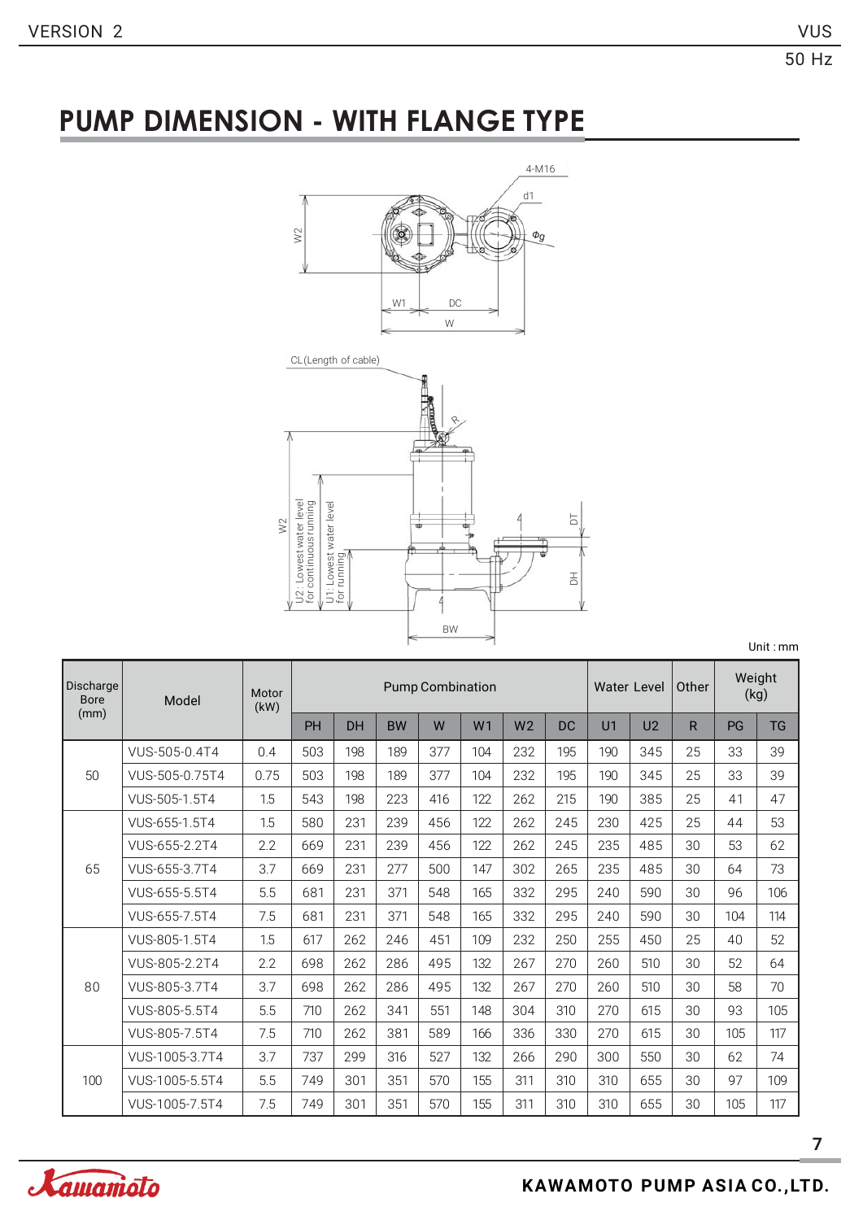# PUMP DIMENSION - WITH FLANGE TYPE

Unit : mm

| Discharge Bore (mm) | Model | Motor (kW) | Pump Combination | | | | | | | Water Level | | Other | Weight (kg) | |
|---|---|---|---|---|---|---|---|---|---|---|---|---|---|---|
| | | | PH | DH | BW | W | W1 | W2 | DC | U1 | U2 | R | PG | TG |
| 50 | VUS-505-0.4T4 | 0.4 | 503 | 198 | 189 | 377 | 104 | 232 | 195 | 190 | 345 | 25 | 33 | 39 |
| | VUS-505-0.75T4 | 0.75 | 503 | 198 | 189 | 377 | 104 | 232 | 195 | 190 | 345 | 25 | 33 | 39 |
| | VUS-505-1.5T4 | 1.5 | 543 | 198 | 223 | 416 | 122 | 262 | 215 | 190 | 385 | 25 | 41 | 47 |
| 65 | VUS-655-1.5T4 | 1.5 | 580 | 231 | 239 | 456 | 122 | 262 | 245 | 230 | 425 | 25 | 44 | 53 |
| | VUS-655-2.2T4 | 2.2 | 669 | 231 | 239 | 456 | 122 | 262 | 245 | 235 | 485 | 30 | 53 | 62 |
| | VUS-655-3.7T4 | 3.7 | 669 | 231 | 277 | 500 | 147 | 302 | 265 | 235 | 485 | 30 | 64 | 73 |
| | VUS-655-5.5T4 | 5.5 | 681 | 231 | 371 | 548 | 165 | 332 | 295 | 240 | 590 | 30 | 96 | 106 |
| | VUS-655-7.5T4 | 7.5 | 681 | 231 | 371 | 548 | 165 | 332 | 295 | 240 | 590 | 30 | 104 | 114 |
| 80 | VUS-805-1.5T4 | 1.5 | 617 | 262 | 246 | 451 | 109 | 232 | 250 | 255 | 450 | 25 | 40 | 52 |
| | VUS-805-2.2T4 | 2.2 | 698 | 262 | 286 | 495 | 132 | 267 | 270 | 260 | 510 | 30 | 52 | 64 |
| | VUS-805-3.7T4 | 3.7 | 698 | 262 | 286 | 495 | 132 | 267 | 270 | 260 | 510 | 30 | 58 | 70 |
| | VUS-805-5.5T4 | 5.5 | 710 | 262 | 341 | 551 | 148 | 304 | 310 | 270 | 615 | 30 | 93 | 105 |
| | VUS-805-7.5T4 | 7.5 | 710 | 262 | 381 | 589 | 166 | 336 | 330 | 270 | 615 | 30 | 105 | 117 |
| 100 | VUS-1005-3.7T4 | 3.7 | 737 | 299 | 316 | 527 | 132 | 266 | 290 | 300 | 550 | 30 | 62 | 74 |
| | VUS-1005-5.5T4 | 5.5 | 749 | 301 | 351 | 570 | 155 | 311 | 310 | 310 | 655 | 30 | 97 | 109 |
| | VUS-1005-7.5T4 | 7.5 | 749 | 301 | 351 | 570 | 155 | 311 | 310 | 310 | 655 | 30 | 105 | 117 |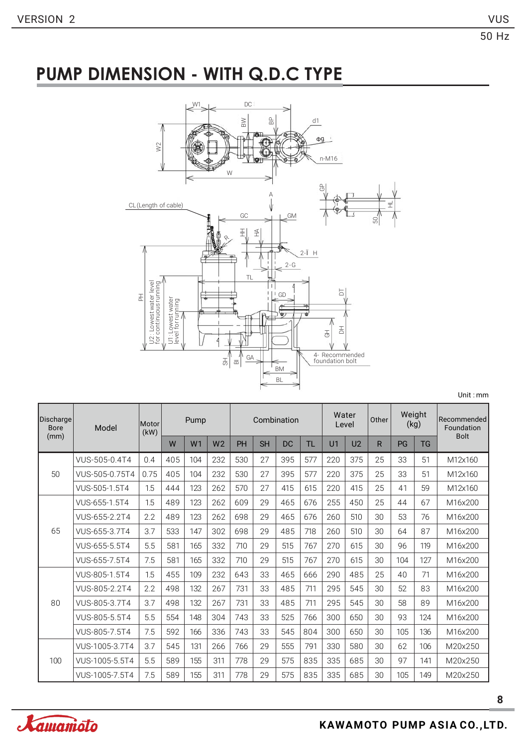# PUMP DIMENSION - WITH Q.D.C TYPE

Unit : mm

| Discharge Bore (mm) | Model | Motor (kW) | Pump | | | Combination | | | | Water Level | | Other | Weight (kg) | | Recommended Foundation Bolt |
|---|---|---|---|---|---|---|---|---|---|---|---|---|---|---|---|
| | | | W | W1 | W2 | PH | SH | DC | TL | U1 | U2 | R | PG | TG | |
| 50 | VUS-505-0.4T4 | 0.4 | 405 | 104 | 232 | 530 | 27 | 395 | 577 | 220 | 375 | 25 | 33 | 51 | M12x160 |
| | VUS-505-0.75T4 | 0.75 | 405 | 104 | 232 | 530 | 27 | 395 | 577 | 220 | 375 | 25 | 33 | 51 | M12x160 |
| | VUS-505-1.5T4 | 1.5 | 444 | 123 | 262 | 570 | 27 | 415 | 615 | 220 | 415 | 25 | 41 | 59 | M12x160 |
| 65 | VUS-655-1.5T4 | 1.5 | 489 | 123 | 262 | 609 | 29 | 465 | 676 | 255 | 450 | 25 | 44 | 67 | M16x200 |
| | VUS-655-2.2T4 | 2.2 | 489 | 123 | 262 | 698 | 29 | 465 | 676 | 260 | 510 | 30 | 53 | 76 | M16x200 |
| | VUS-655-3.7T4 | 3.7 | 533 | 147 | 302 | 698 | 29 | 485 | 718 | 260 | 510 | 30 | 64 | 87 | M16x200 |
| | VUS-655-5.5T4 | 5.5 | 581 | 165 | 332 | 710 | 29 | 515 | 767 | 270 | 615 | 30 | 96 | 119 | M16x200 |
| | VUS-655-7.5T4 | 7.5 | 581 | 165 | 332 | 710 | 29 | 515 | 767 | 270 | 615 | 30 | 104 | 127 | M16x200 |
| 80 | VUS-805-1.5T4 | 1.5 | 455 | 109 | 232 | 643 | 33 | 465 | 666 | 290 | 485 | 25 | 40 | 71 | M16x200 |
| | VUS-805-2.2T4 | 2.2 | 498 | 132 | 267 | 731 | 33 | 485 | 711 | 295 | 545 | 30 | 52 | 83 | M16x200 |
| | VUS-805-3.7T4 | 3.7 | 498 | 132 | 267 | 731 | 33 | 485 | 711 | 295 | 545 | 30 | 58 | 89 | M16x200 |
| | VUS-805-5.5T4 | 5.5 | 554 | 148 | 304 | 743 | 33 | 525 | 766 | 300 | 650 | 30 | 93 | 124 | M16x200 |
| | VUS-805-7.5T4 | 7.5 | 592 | 166 | 336 | 743 | 33 | 545 | 804 | 300 | 650 | 30 | 105 | 136 | M16x200 |
| 100 | VUS-1005-3.7T4 | 3.7 | 545 | 131 | 266 | 766 | 29 | 555 | 791 | 330 | 580 | 30 | 62 | 106 | M20x250 |
| | VUS-1005-5.5T4 | 5.5 | 589 | 155 | 311 | 778 | 29 | 575 | 835 | 335 | 685 | 30 | 97 | 141 | M20x250 |
| | VUS-1005-7.5T4 | 7.5 | 589 | 155 | 311 | 778 | 29 | 575 | 835 | 335 | 685 | 30 | 105 | 149 | M20x250 |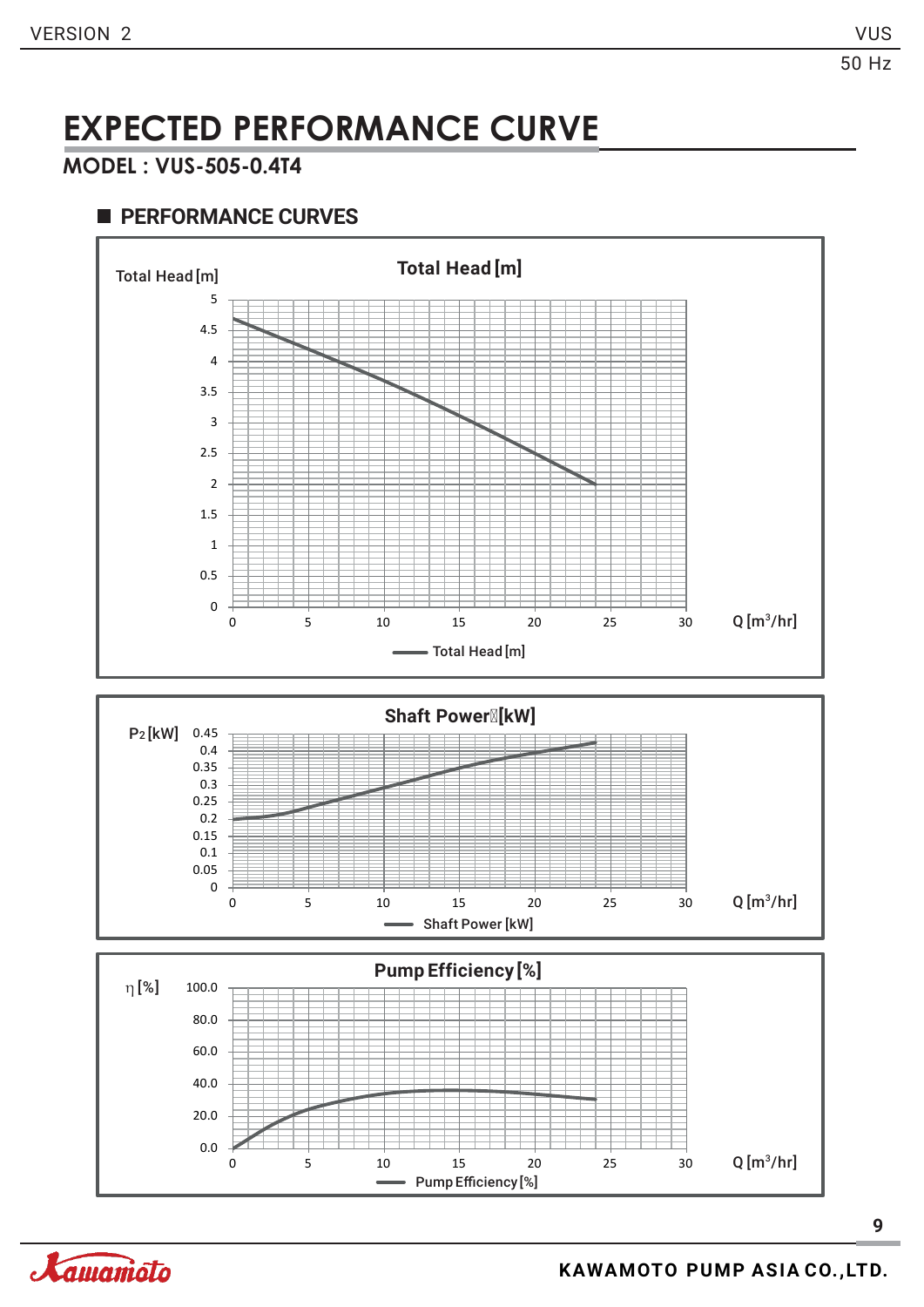# EXPECTED PERFORMANCE CURVE

**MODEL : VUS-505-0.4T4**

## PERFORMANCE CURVES

**Total Head [m]**

Total Head [m]

5, 4.5, 4, 3.5, 3, 2.5, 2, 1.5, 1, 0.5, 0

0, 5, 10, 15, 20, 25, 30 Q [m³/hr]

Total Head [m]

**Shaft Power [kW]**

P2 [kW] 0.45, 0.4, 0.35, 0.3, 0.25, 0.2, 0.15, 0.1, 0.05, 0

0, 5, 10, 15, 20, 25, 30 Q [m³/hr]

Shaft Power [kW]

**Pump Efficiency [%]**

η [%] 100.0, 80.0, 60.0, 40.0, 20.0, 0.0

0, 5, 10, 15, 20, 25, 30 Q [m³/hr]

Pump Efficiency [%]

KAWAMOTO PUMP ASIA CO.,LTD.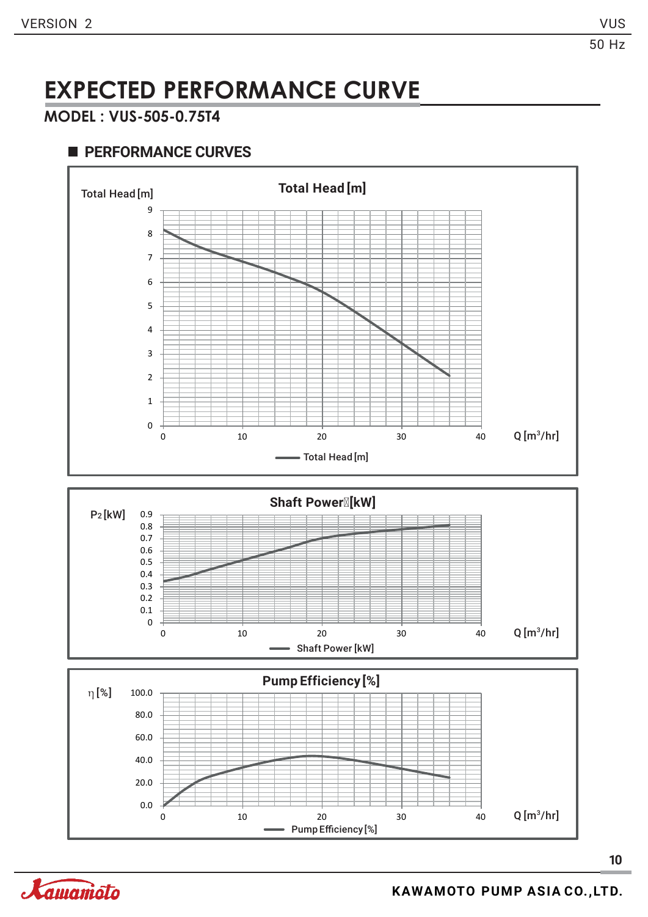# EXPECTED PERFORMANCE CURVE

**MODEL : VUS-505-0.75T4**

## PERFORMANCE CURVES

**Total Head [m]**

Total Head [m]

9
8
7
6
5
4
3
2
1
0

0 10 20 30 40 Q [m³/hr]

Total Head [m]

**Shaft Power [kW]**

$P_2$ [kW]

0.9
0.8
0.7
0.6
0.5
0.4
0.3
0.2
0.1
0

0 10 20 30 40 Q [m³/hr]

Shaft Power [kW]

**Pump Efficiency [%]**

η [%]

100.0
80.0
60.0
40.0
20.0
0.0

0 10 20 30 40 Q [m³/hr]

Pump Efficiency [%]

KAWAMOTO PUMP ASIA CO.,LTD.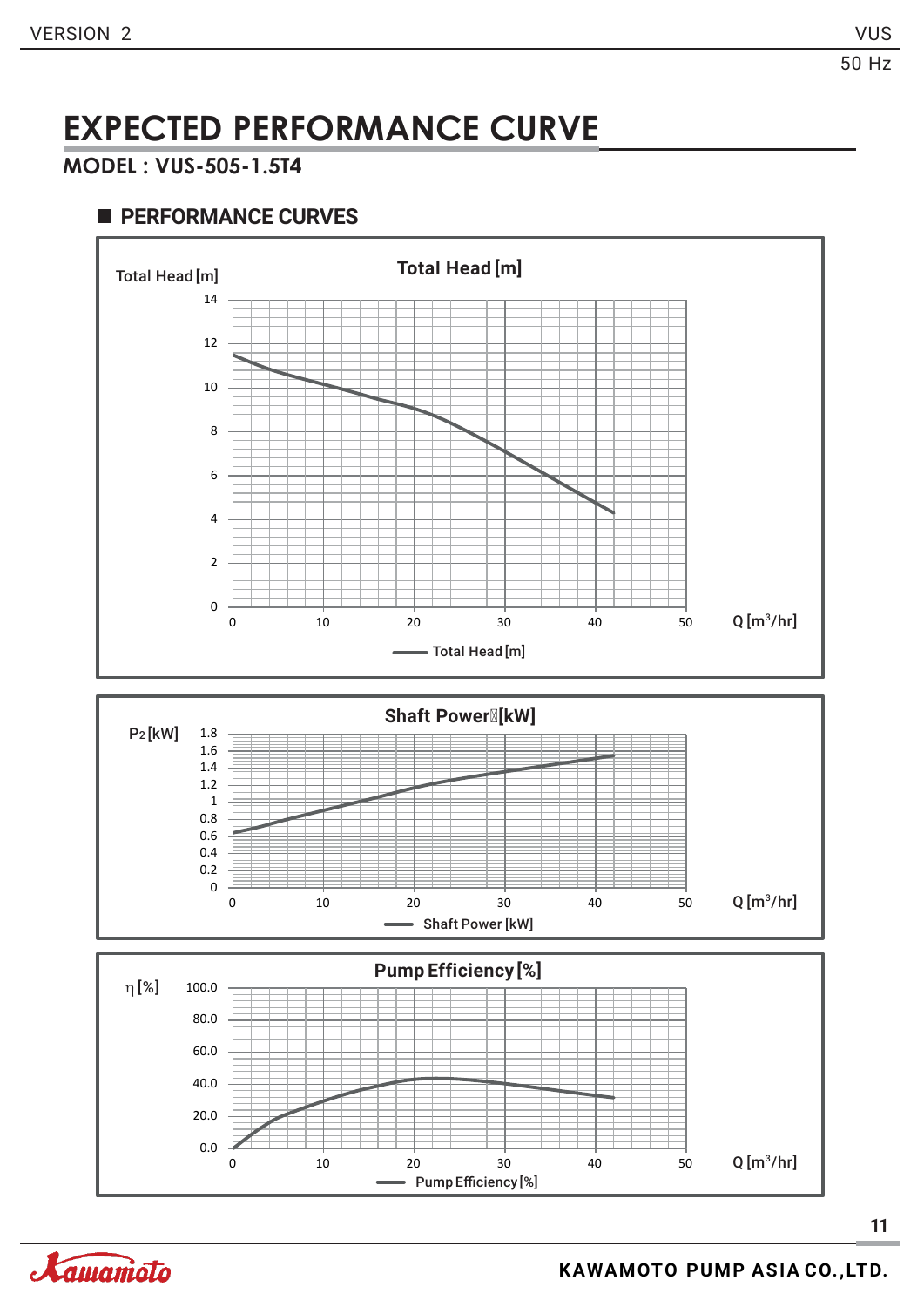# EXPECTED PERFORMANCE CURVE

**MODEL : VUS-505-1.5T4**

## ■ PERFORMANCE CURVES

**Total Head [m]**

Total Head [m]

14
12
10
8
6
4
2
0

0 10 20 30 40 50 Q [m³/hr]

Total Head [m]

**Shaft Power [kW]**

P2 [kW]

1.8
1.6
1.4
1.2
1
0.8
0.6
0.4
0.2
0

0 10 20 30 40 50 Q [m³/hr]

Shaft Power [kW]

**Pump Efficiency [%]**

η [%]

100.0
80.0
60.0
40.0
20.0
0.0

0 10 20 30 40 50 Q [m³/hr]

Pump Efficiency [%]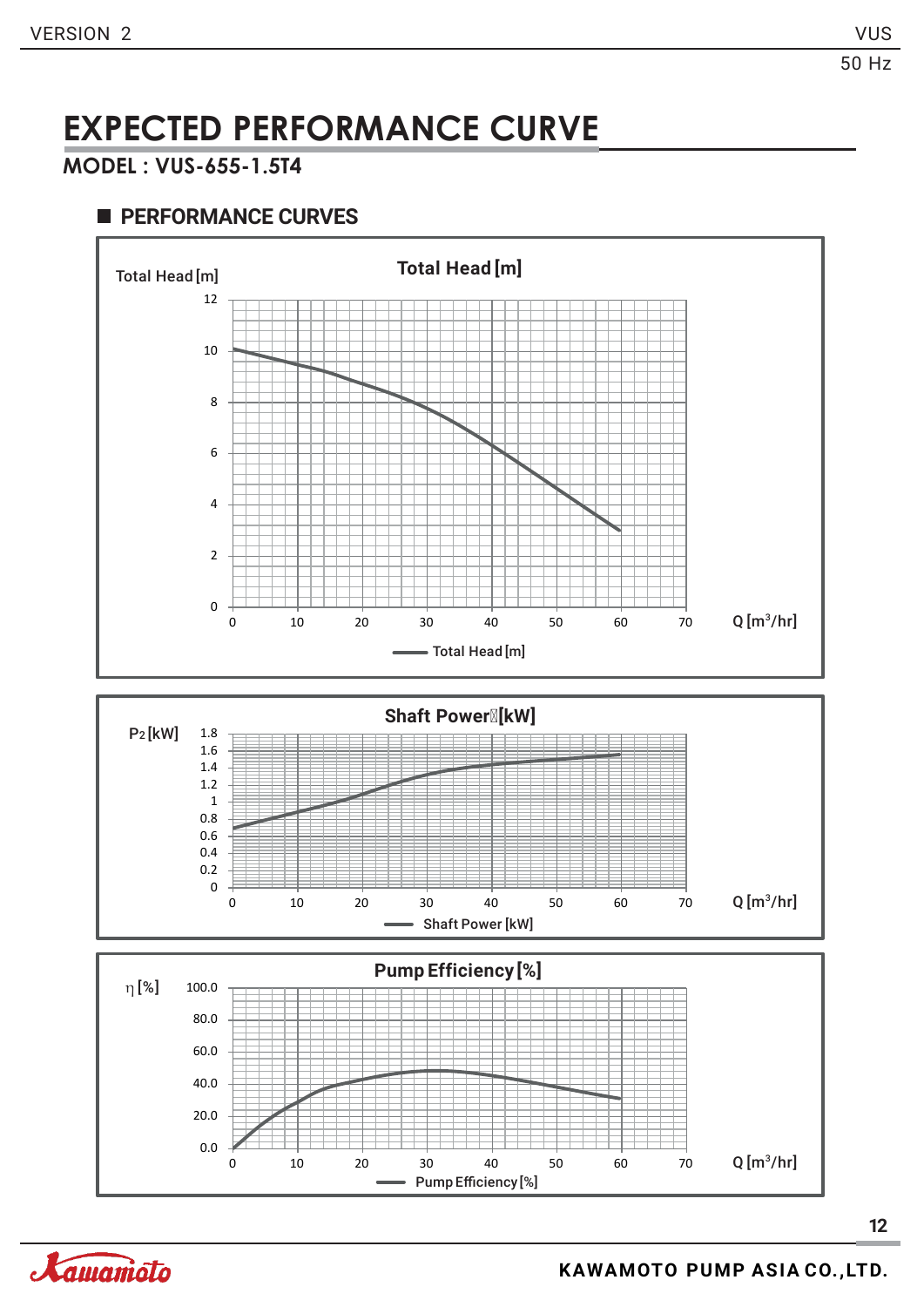# EXPECTED PERFORMANCE CURVE

**MODEL : VUS-655-1.5T4**

## ■ PERFORMANCE CURVES

**Total Head [m]**

Total Head [m]

12
10
8
6
4
2
0

0 10 20 30 40 50 60 70 Q [m³/hr]

Total Head [m]

**Shaft Power [kW]**

P2 [kW]

1.8
1.6
1.4
1.2
1
0.8
0.6
0.4
0.2
0

0 10 20 30 40 50 60 70 Q [m³/hr]

Shaft Power [kW]

**Pump Efficiency [%]**

η [%]

100.0
80.0
60.0
40.0
20.0
0.0

0 10 20 30 40 50 60 70 Q [m³/hr]

Pump Efficiency [%]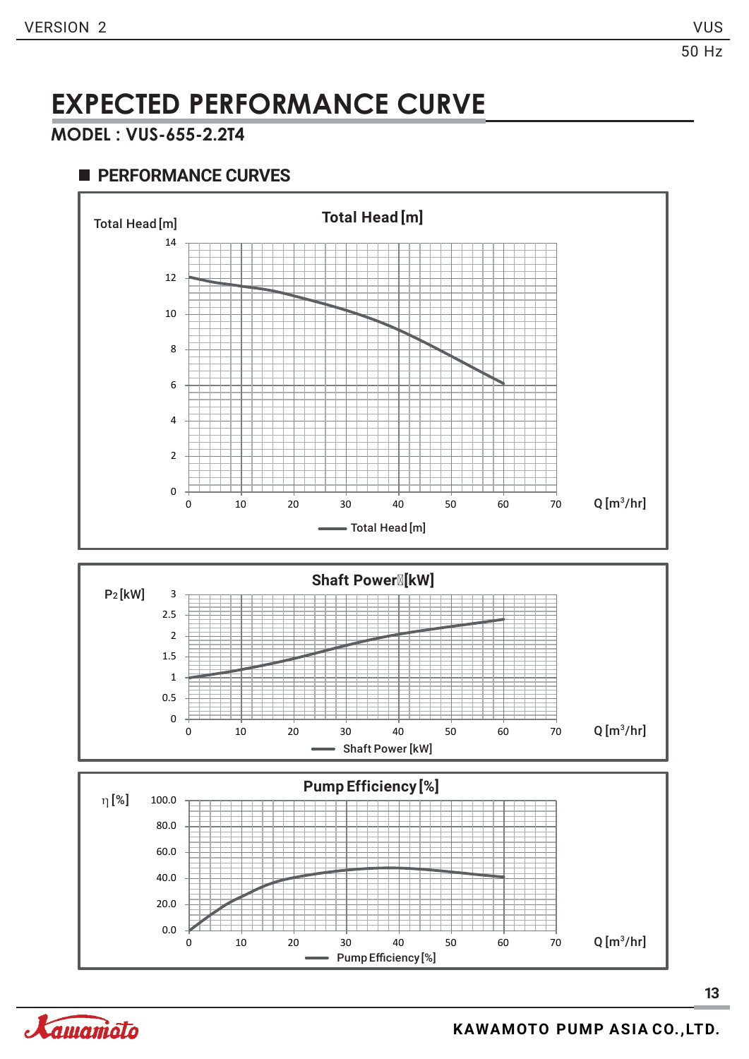# EXPECTED PERFORMANCE CURVE

**MODEL : VUS-655-2.2T4**

## PERFORMANCE CURVES

**Total Head [m]**

Total Head [m]

14, 12, 10, 8, 6, 4, 2, 0

0, 10, 20, 30, 40, 50, 60, 70 Q [m³/hr]

Total Head [m]

**Shaft Power [kW]**

P2 [kW]

3, 2.5, 2, 1.5, 1, 0.5, 0

0, 10, 20, 30, 40, 50, 60, 70 Q [m³/hr]

Shaft Power [kW]

**Pump Efficiency [%]**

η [%]

100.0, 80.0, 60.0, 40.0, 20.0, 0.0

0, 10, 20, 30, 40, 50, 60, 70 Q [m³/hr]

Pump Efficiency [%]

KAWAMOTO PUMP ASIA CO.,LTD.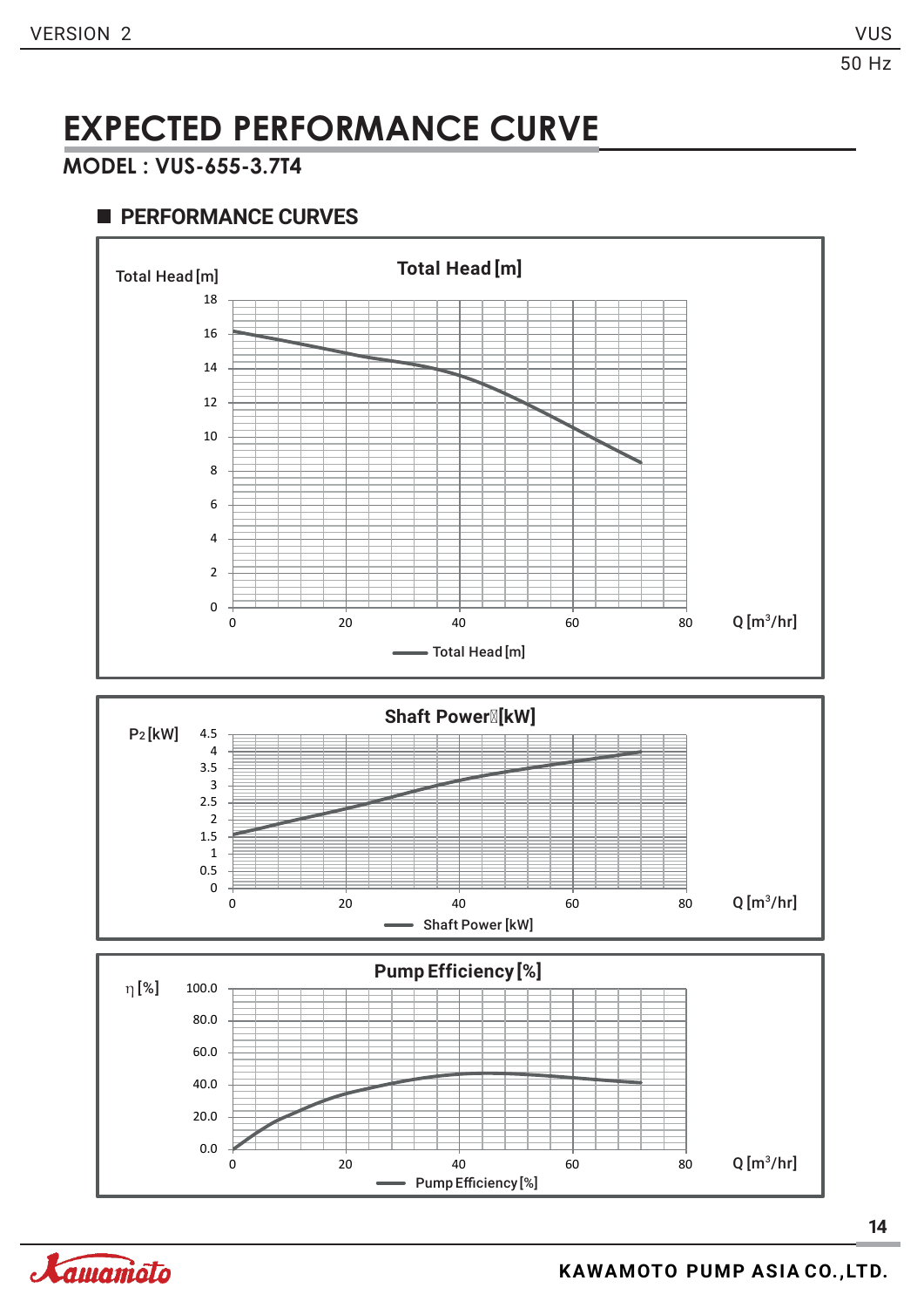# EXPECTED PERFORMANCE CURVE

**MODEL : VUS-655-3.7T4**

## PERFORMANCE CURVES

**Total Head [m]**

Total Head [m]

18, 16, 14, 12, 10, 8, 6, 4, 2, 0

0, 20, 40, 60, 80 Q [m³/hr]

Total Head [m]

**Shaft Power [kW]**

P2 [kW]

4.5, 4, 3.5, 3, 2.5, 2, 1.5, 1, 0.5, 0

0, 20, 40, 60, 80 Q [m³/hr]

Shaft Power [kW]

**Pump Efficiency [%]**

η [%]

100.0, 80.0, 60.0, 40.0, 20.0, 0.0

0, 20, 40, 60, 80 Q [m³/hr]

Pump Efficiency [%]

KAWAMOTO PUMP ASIA CO.,LTD.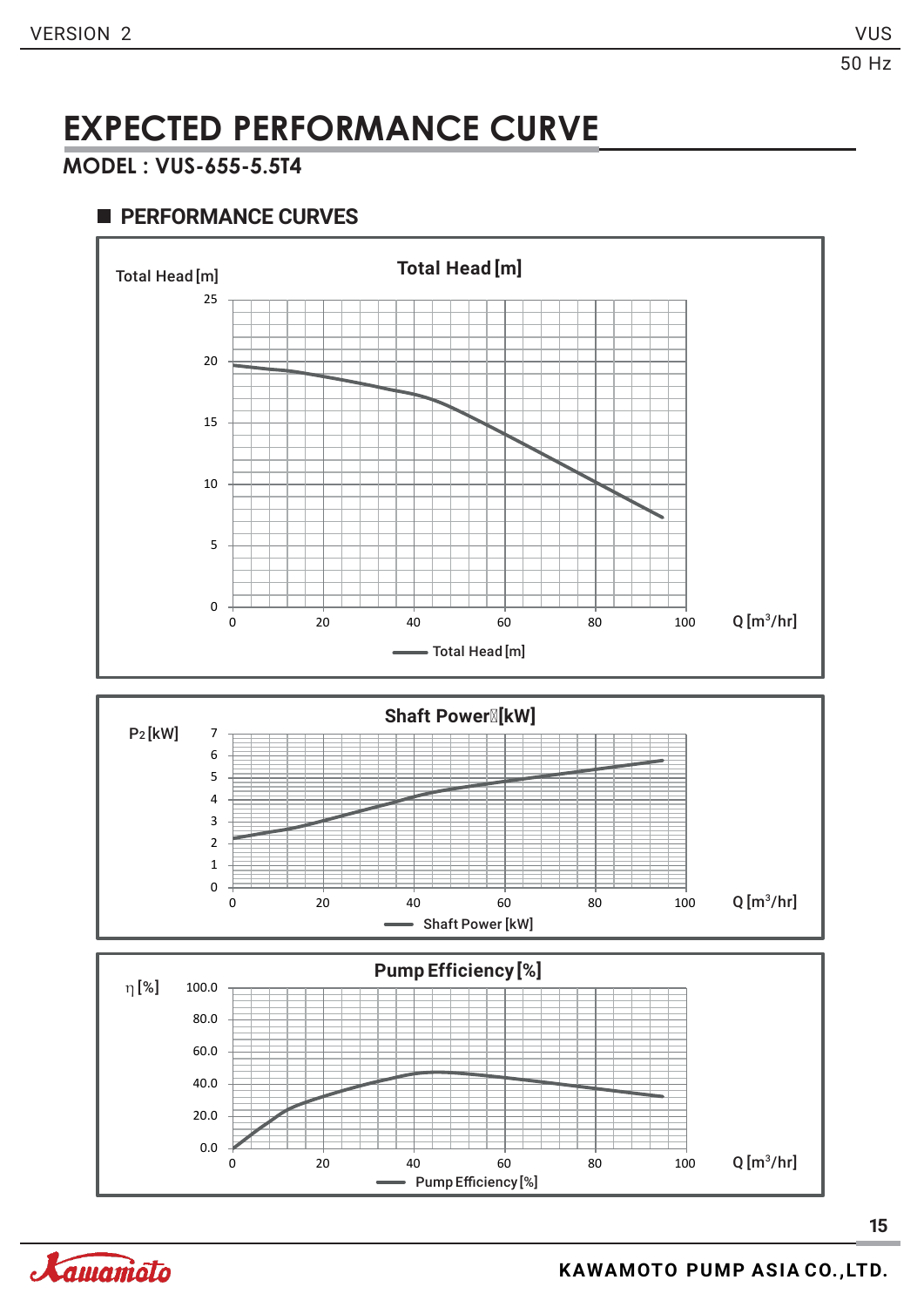# EXPECTED PERFORMANCE CURVE

**MODEL : VUS-655-5.5T4**

## ■ PERFORMANCE CURVES

**Total Head [m]**

Total Head [m]

25
20
15
10
5
0

0 20 40 60 80 100 Q [m³/hr]

— Total Head [m]

**Shaft Power [kW]**

$P_2$ [kW]

7
6
5
4
3
2
1
0

0 20 40 60 80 100 Q [m³/hr]

— Shaft Power [kW]

**Pump Efficiency [%]**

η [%]

100.0
80.0
60.0
40.0
20.0
0.0

0 20 40 60 80 100 Q [m³/hr]

— Pump Efficiency [%]

KAWAMOTO PUMP ASIA CO.,LTD.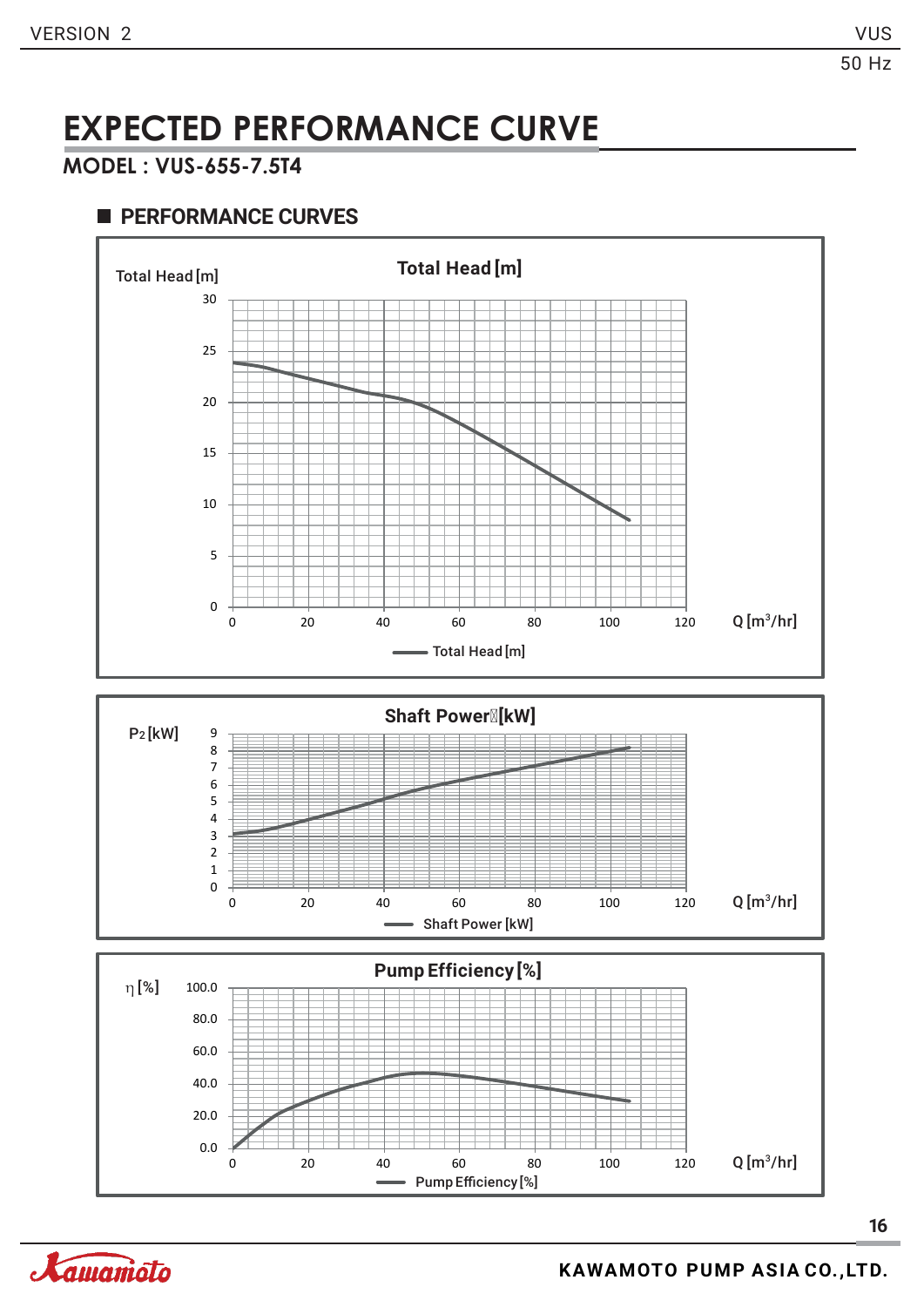# EXPECTED PERFORMANCE CURVE

**MODEL : VUS-655-7.5T4**

## PERFORMANCE CURVES

### Total Head [m]

Total Head [m]

30, 25, 20, 15, 10, 5, 0

0, 20, 40, 60, 80, 100, 120 Q [m³/hr]

Total Head [m]

### Shaft Power [kW]

P2 [kW]

9, 8, 7, 6, 5, 4, 3, 2, 1, 0

0, 20, 40, 60, 80, 100, 120 Q [m³/hr]

Shaft Power [kW]

### Pump Efficiency [%]

η [%]

100.0, 80.0, 60.0, 40.0, 20.0, 0.0

0, 20, 40, 60, 80, 100, 120 Q [m³/hr]

Pump Efficiency [%]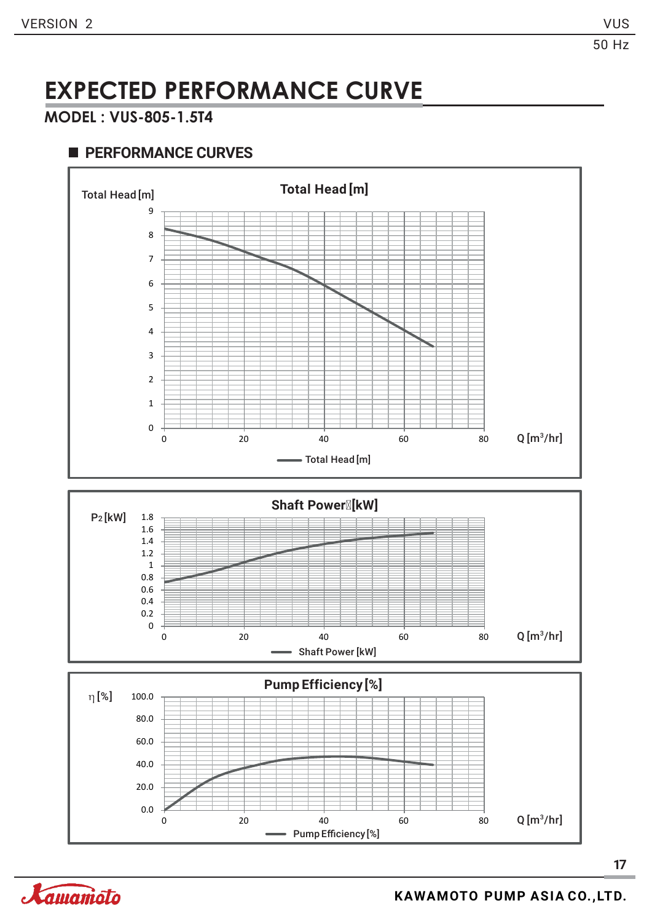# EXPECTED PERFORMANCE CURVE

## MODEL : VUS-805-1.5T4

### PERFORMANCE CURVES

**Total Head [m]**

Total Head [m]

9
8
7
6
5
4
3
2
1
0

0 20 40 60 80 Q [m³/hr]

Total Head [m]

**Shaft Power [kW]**

P2 [kW]

1.8
1.6
1.4
1.2
1
0.8
0.6
0.4
0.2
0

0 20 40 60 80 Q [m³/hr]

Shaft Power [kW]

**Pump Efficiency [%]**

η [%]

100.0
80.0
60.0
40.0
20.0
0.0

0 20 40 60 80 Q [m³/hr]

Pump Efficiency [%]

KAWAMOTO PUMP ASIA CO.,LTD.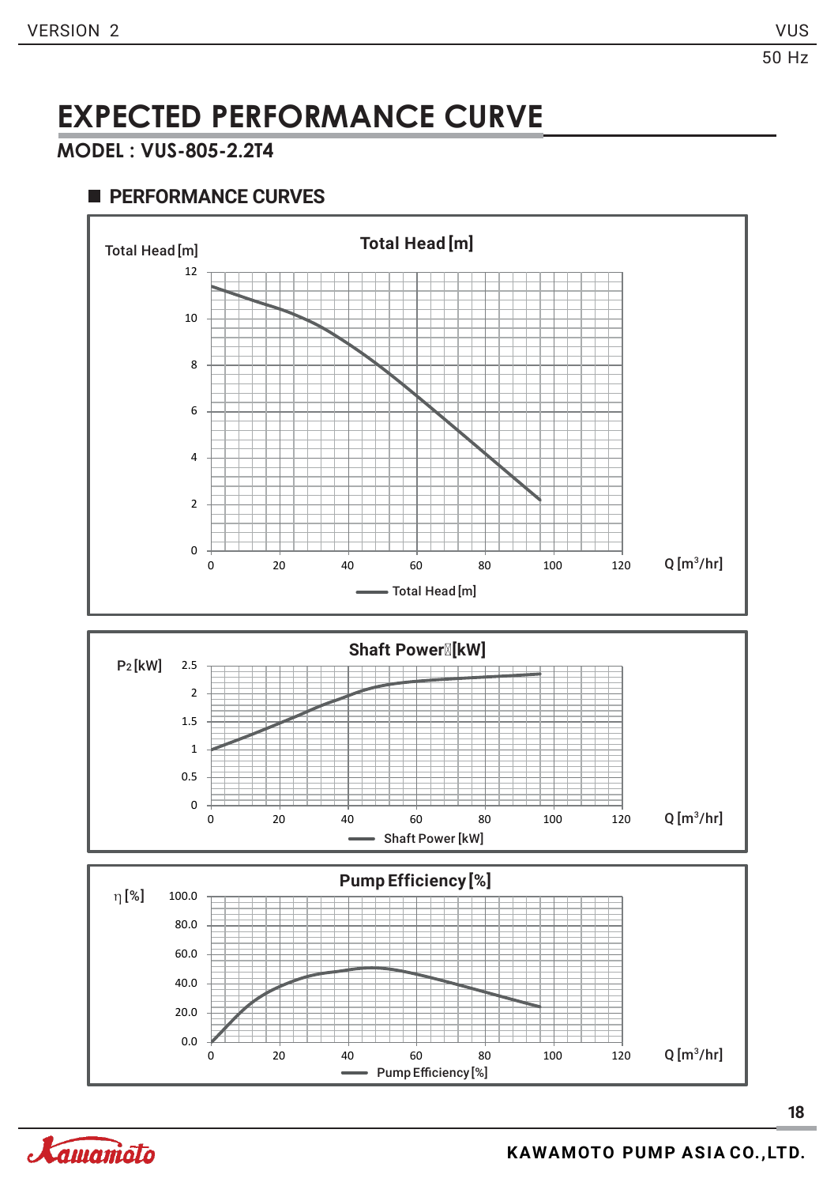# EXPECTED PERFORMANCE CURVE

**MODEL : VUS-805-2.2T4**

## PERFORMANCE CURVES

### Total Head [m]

Total Head [m]

12, 10, 8, 6, 4, 2, 0

0, 20, 40, 60, 80, 100, 120 Q [m³/hr]

Total Head [m]

### Shaft Power [kW]

P2 [kW]

2.5, 2, 1.5, 1, 0.5, 0

0, 20, 40, 60, 80, 100, 120 Q [m³/hr]

Shaft Power [kW]

### Pump Efficiency [%]

η [%]

100.0, 80.0, 60.0, 40.0, 20.0, 0.0

0, 20, 40, 60, 80, 100, 120 Q [m³/hr]

Pump Efficiency [%]

KAWAMOTO PUMP ASIA CO.,LTD.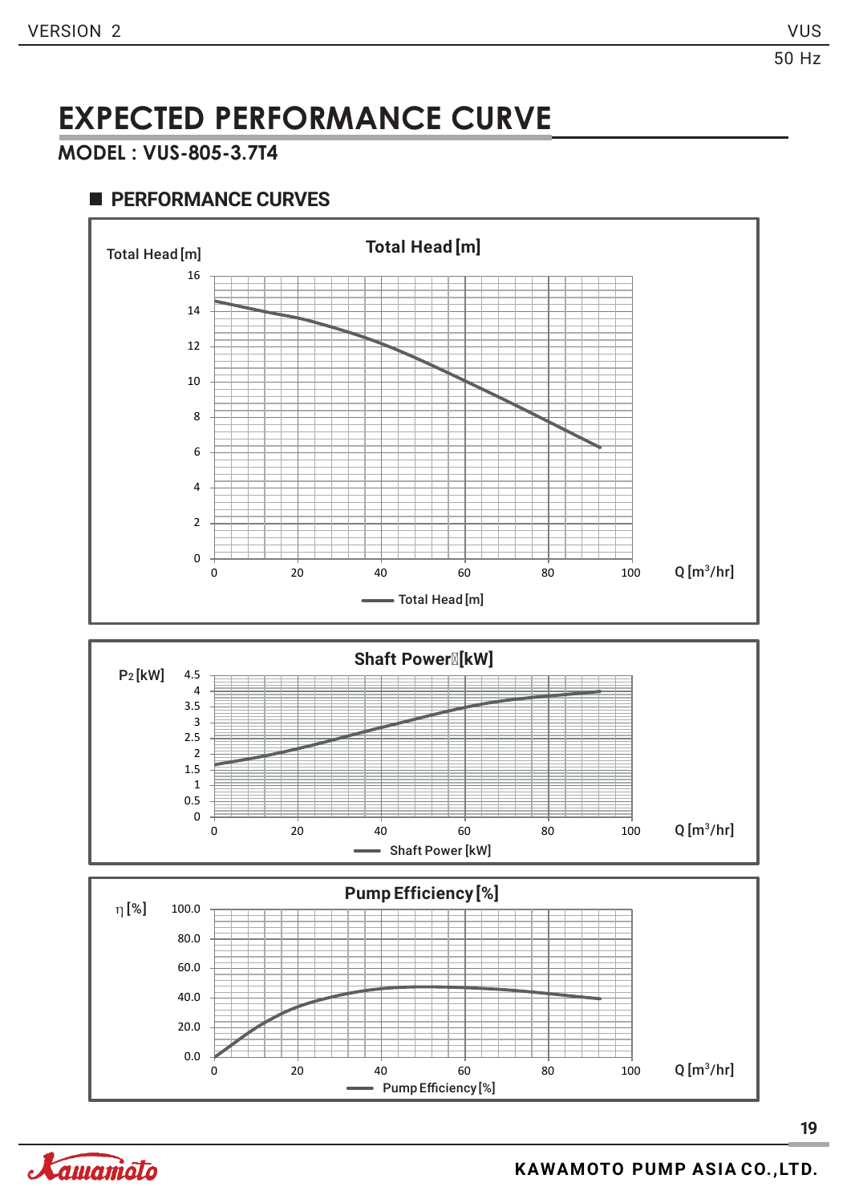# EXPECTED PERFORMANCE CURVE

**MODEL : VUS-805-3.7T4**

## PERFORMANCE CURVES

**Total Head [m]**

Total Head [m]

16
14
12
10
8
6
4
2
0

0 20 40 60 80 100 Q [m³/hr]

Total Head [m]

**Shaft Power [kW]**

$P_2$ [kW]

4.5
4
3.5
3
2.5
2
1.5
1
0.5
0

0 20 40 60 80 100 Q [m³/hr]

Shaft Power [kW]

**Pump Efficiency [%]**

η [%]

100.0
80.0
60.0
40.0
20.0
0.0

0 20 40 60 80 100 Q [m³/hr]

Pump Efficiency [%]

KAWAMOTO PUMP ASIA CO.,LTD.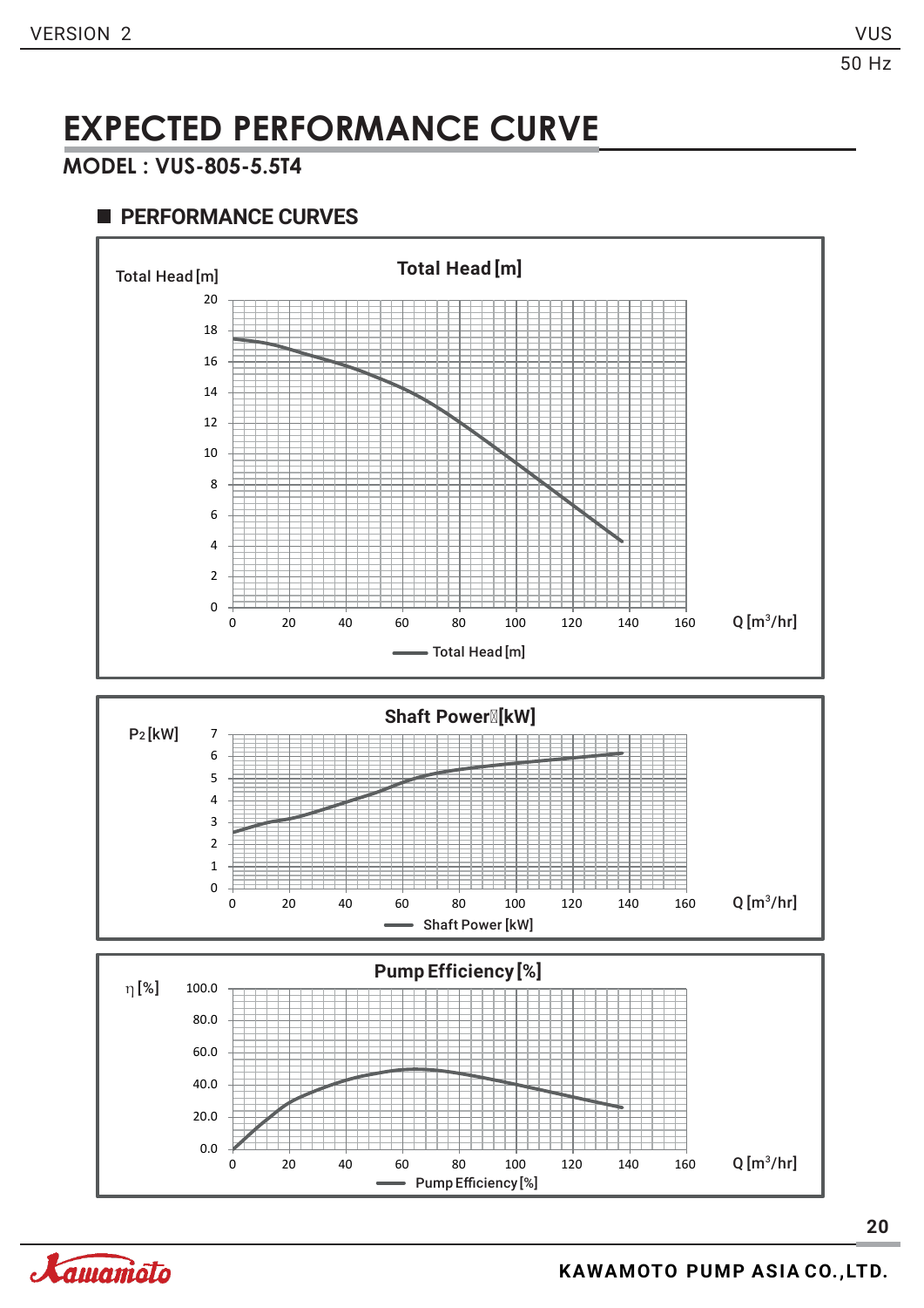# EXPECTED PERFORMANCE CURVE

**MODEL : VUS-805-5.5T4**

## PERFORMANCE CURVES

**Total Head [m]**

Total Head [m]

20
18
16
14
12
10
8
6
4
2
0

0 20 40 60 80 100 120 140 160 Q [m³/hr]

Total Head [m]

**Shaft Power [kW]**

P2 [kW]

7
6
5
4
3
2
1
0

0 20 40 60 80 100 120 140 160 Q [m³/hr]

Shaft Power [kW]

**Pump Efficiency [%]**

η [%]

100.0
80.0
60.0
40.0
20.0
0.0

0 20 40 60 80 100 120 140 160 Q [m³/hr]

Pump Efficiency [%]

KAWAMOTO PUMP ASIA CO.,LTD.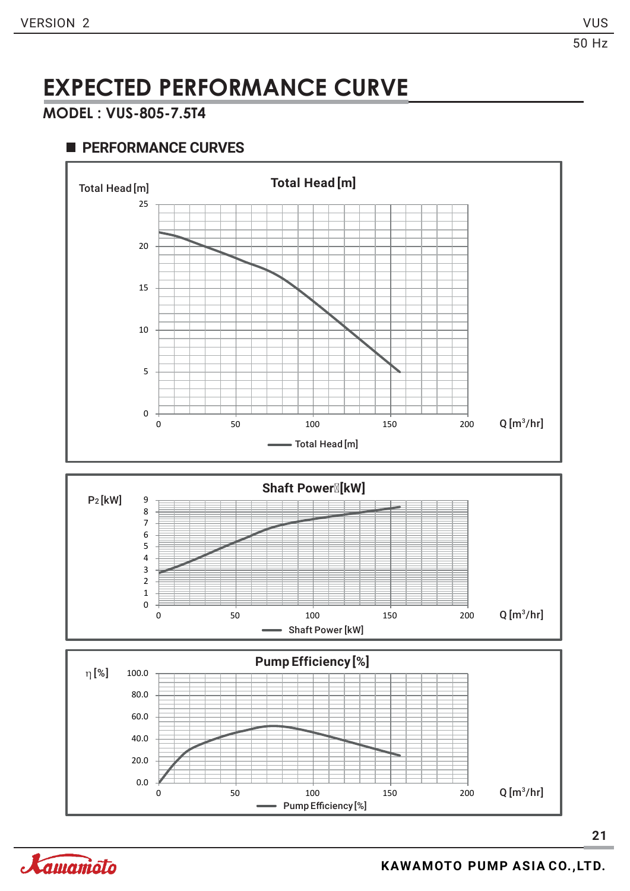# EXPECTED PERFORMANCE CURVE

**MODEL : VUS-805-7.5T4**

## PERFORMANCE CURVES

**Total Head [m]**

Total Head [m]

25, 20, 15, 10, 5, 0

0, 50, 100, 150, 200 Q [m³/hr]

Total Head [m]

**Shaft Power [kW]**

P2 [kW]

9, 8, 7, 6, 5, 4, 3, 2, 1, 0

0, 50, 100, 150, 200 Q [m³/hr]

Shaft Power [kW]

**Pump Efficiency [%]**

η [%]

100.0, 80.0, 60.0, 40.0, 20.0, 0.0

0, 50, 100, 150, 200 Q [m³/hr]

Pump Efficiency [%]

KAWAMOTO PUMP ASIA CO.,LTD.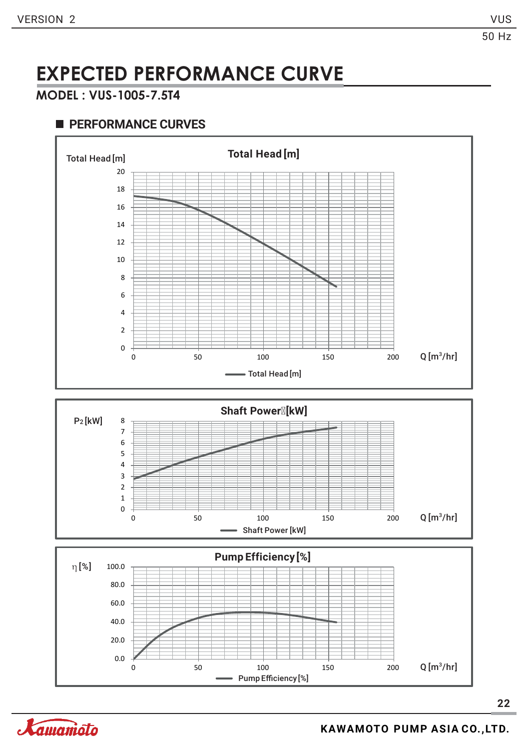# EXPECTED PERFORMANCE CURVE

**MODEL : VUS-1005-7.5T4**

## ■ PERFORMANCE CURVES

**Total Head [m]**

Total Head [m]

20, 18, 16, 14, 12, 10, 8, 6, 4, 2, 0

0, 50, 100, 150, 200 Q [m³/hr]

Total Head [m]

**Shaft Power [kW]**

P2 [kW]

8, 7, 6, 5, 4, 3, 2, 1, 0

0, 50, 100, 150, 200 Q [m³/hr]

Shaft Power [kW]

**Pump Efficiency [%]**

η [%]

100.0, 80.0, 60.0, 40.0, 20.0, 0.0

0, 50, 100, 150, 200 Q [m³/hr]

Pump Efficiency [%]

KAWAMOTO PUMP ASIA CO.,LTD.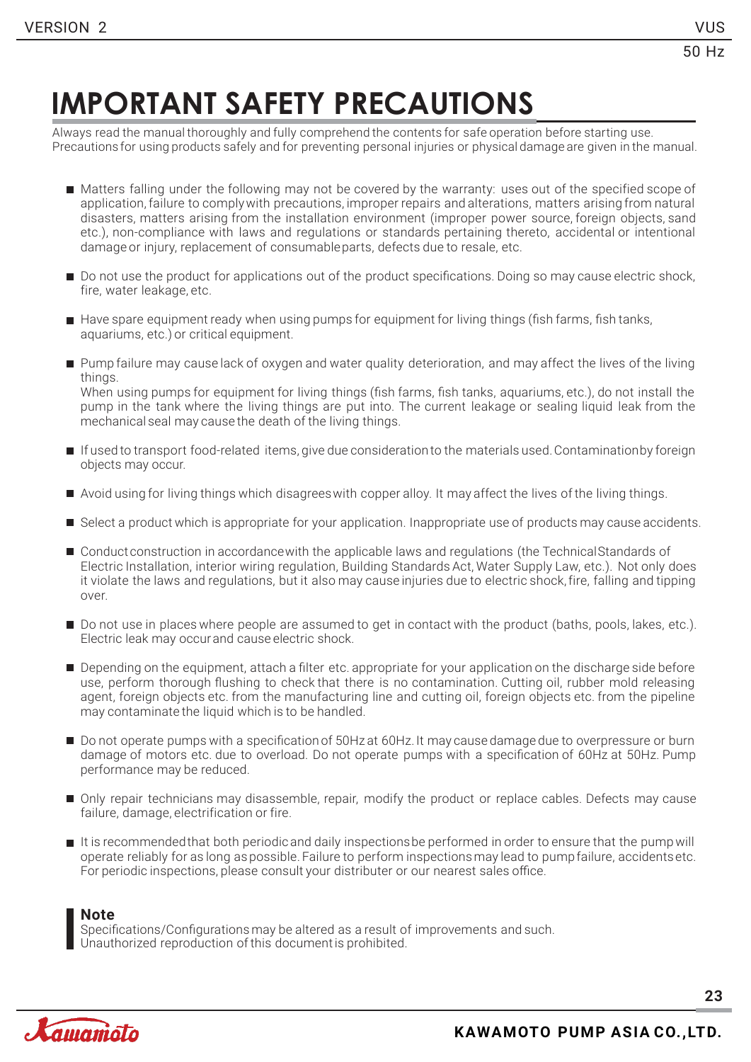# IMPORTANT SAFETY PRECAUTIONS

Always read the manual thoroughly and fully comprehend the contents for safe operation before starting use.
Precautions for using products safely and for preventing personal injuries or physical damage are given in the manual.

- Matters falling under the following may not be covered by the warranty: uses out of the specified scope of application, failure to comply with precautions, improper repairs and alterations, matters arising from natural disasters, matters arising from the installation environment (improper power source, foreign objects, sand etc.), non-compliance with laws and regulations or standards pertaining thereto, accidental or intentional damage or injury, replacement of consumable parts, defects due to resale, etc.

- Do not use the product for applications out of the product specifications. Doing so may cause electric shock, fire, water leakage, etc.

- Have spare equipment ready when using pumps for equipment for living things (fish farms, fish tanks, aquariums, etc.) or critical equipment.

- Pump failure may cause lack of oxygen and water quality deterioration, and may affect the lives of the living things.
  When using pumps for equipment for living things (fish farms, fish tanks, aquariums, etc.), do not install the pump in the tank where the living things are put into. The current leakage or sealing liquid leak from the mechanical seal may cause the death of the living things.

- If used to transport food-related items, give due consideration to the materials used. Contamination by foreign objects may occur.

- Avoid using for living things which disagrees with copper alloy. It may affect the lives of the living things.

- Select a product which is appropriate for your application. Inappropriate use of products may cause accidents.

- Conduct construction in accordance with the applicable laws and regulations (the Technical Standards of Electric Installation, interior wiring regulation, Building Standards Act, Water Supply Law, etc.). Not only does it violate the laws and regulations, but it also may cause injuries due to electric shock, fire, falling and tipping over.

- Do not use in places where people are assumed to get in contact with the product (baths, pools, lakes, etc.). Electric leak may occur and cause electric shock.

- Depending on the equipment, attach a filter etc. appropriate for your application on the discharge side before use, perform thorough flushing to check that there is no contamination. Cutting oil, rubber mold releasing agent, foreign objects etc. from the manufacturing line and cutting oil, foreign objects etc. from the pipeline may contaminate the liquid which is to be handled.

- Do not operate pumps with a specification of 50Hz at 60Hz. It may cause damage due to overpressure or burn damage of motors etc. due to overload. Do not operate pumps with a specification of 60Hz at 50Hz. Pump performance may be reduced.

- Only repair technicians may disassemble, repair, modify the product or replace cables. Defects may cause failure, damage, electrification or fire.

- It is recommended that both periodic and daily inspections be performed in order to ensure that the pump will operate reliably for as long as possible. Failure to perform inspections may lead to pump failure, accidents etc. For periodic inspections, please consult your distributer or our nearest sales office.

**Note**
Specifications/Configurations may be altered as a result of improvements and such.
Unauthorized reproduction of this document is prohibited.

KAWAMOTO PUMP ASIA CO.,LTD.